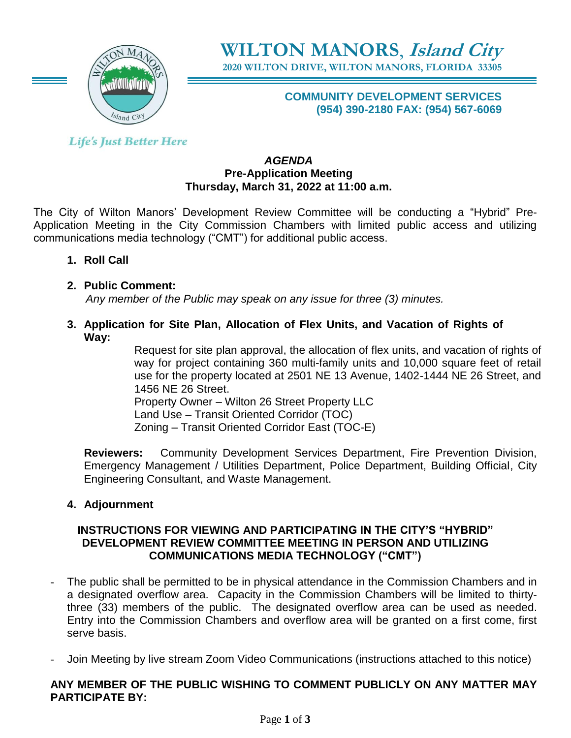# WILTON MANORS, *Island City*

**2020 WILTON DRIVE, WILTON MANORS, FLORIDA 33305**

**COMMUNITY DEVELOPMENT SERVICES**
**(954) 390-2180 FAX: (954) 567-6069**

*Life's Just Better Here*

## *AGENDA*
## Pre-Application Meeting
## Thursday, March 31, 2022 at 11:00 a.m.

The City of Wilton Manors' Development Review Committee will be conducting a "Hybrid" Pre-Application Meeting in the City Commission Chambers with limited public access and utilizing communications media technology ("CMT") for additional public access.

1. **Roll Call**

2. **Public Comment:**
   *Any member of the Public may speak on any issue for three (3) minutes.*

3. **Application for Site Plan, Allocation of Flex Units, and Vacation of Rights of Way:**

   Request for site plan approval, the allocation of flex units, and vacation of rights of way for project containing 360 multi-family units and 10,000 square feet of retail use for the property located at 2501 NE 13 Avenue, 1402-1444 NE 26 Street, and 1456 NE 26 Street.
   Property Owner – Wilton 26 Street Property LLC
   Land Use – Transit Oriented Corridor (TOC)
   Zoning – Transit Oriented Corridor East (TOC-E)

   **Reviewers:** Community Development Services Department, Fire Prevention Division, Emergency Management / Utilities Department, Police Department, Building Official, City Engineering Consultant, and Waste Management.

4. **Adjournment**

### INSTRUCTIONS FOR VIEWING AND PARTICIPATING IN THE CITY'S "HYBRID" DEVELOPMENT REVIEW COMMITTEE MEETING IN PERSON AND UTILIZING COMMUNICATIONS MEDIA TECHNOLOGY ("CMT")

- The public shall be permitted to be in physical attendance in the Commission Chambers and in a designated overflow area. Capacity in the Commission Chambers will be limited to thirty-three (33) members of the public. The designated overflow area can be used as needed. Entry into the Commission Chambers and overflow area will be granted on a first come, first serve basis.

- Join Meeting by live stream Zoom Video Communications (instructions attached to this notice)

**ANY MEMBER OF THE PUBLIC WISHING TO COMMENT PUBLICLY ON ANY MATTER MAY PARTICIPATE BY:**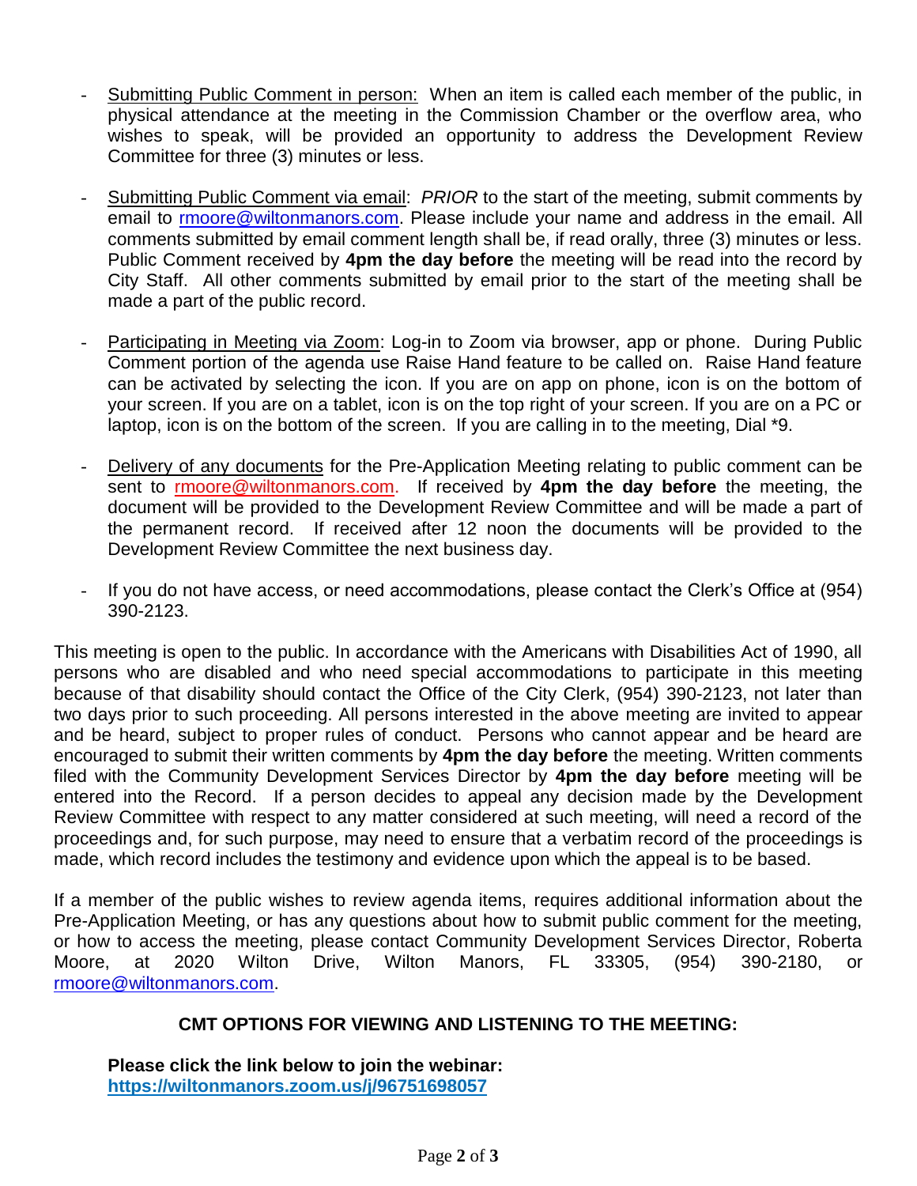- Submitting Public Comment in person: When an item is called each member of the public, in physical attendance at the meeting in the Commission Chamber or the overflow area, who wishes to speak, will be provided an opportunity to address the Development Review Committee for three (3) minutes or less.

- Submitting Public Comment via email: *PRIOR* to the start of the meeting, submit comments by email to rmoore@wiltonmanors.com. Please include your name and address in the email. All comments submitted by email comment length shall be, if read orally, three (3) minutes or less. Public Comment received by **4pm the day before** the meeting will be read into the record by City Staff. All other comments submitted by email prior to the start of the meeting shall be made a part of the public record.

- Participating in Meeting via Zoom: Log-in to Zoom via browser, app or phone. During Public Comment portion of the agenda use Raise Hand feature to be called on. Raise Hand feature can be activated by selecting the icon. If you are on app on phone, icon is on the bottom of your screen. If you are on a tablet, icon is on the top right of your screen. If you are on a PC or laptop, icon is on the bottom of the screen. If you are calling in to the meeting, Dial *9.

- Delivery of any documents for the Pre-Application Meeting relating to public comment can be sent to rmoore@wiltonmanors.com. If received by **4pm the day before** the meeting, the document will be provided to the Development Review Committee and will be made a part of the permanent record. If received after 12 noon the documents will be provided to the Development Review Committee the next business day.

- If you do not have access, or need accommodations, please contact the Clerk's Office at (954) 390-2123.

This meeting is open to the public. In accordance with the Americans with Disabilities Act of 1990, all persons who are disabled and who need special accommodations to participate in this meeting because of that disability should contact the Office of the City Clerk, (954) 390-2123, not later than two days prior to such proceeding. All persons interested in the above meeting are invited to appear and be heard, subject to proper rules of conduct. Persons who cannot appear and be heard are encouraged to submit their written comments by **4pm the day before** the meeting. Written comments filed with the Community Development Services Director by **4pm the day before** meeting will be entered into the Record. If a person decides to appeal any decision made by the Development Review Committee with respect to any matter considered at such meeting, will need a record of the proceedings and, for such purpose, may need to ensure that a verbatim record of the proceedings is made, which record includes the testimony and evidence upon which the appeal is to be based.

If a member of the public wishes to review agenda items, requires additional information about the Pre-Application Meeting, or has any questions about how to submit public comment for the meeting, or how to access the meeting, please contact Community Development Services Director, Roberta Moore, at 2020 Wilton Drive, Wilton Manors, FL 33305, (954) 390-2180, or rmoore@wiltonmanors.com.

**CMT OPTIONS FOR VIEWING AND LISTENING TO THE MEETING:**

**Please click the link below to join the webinar:**
**https://wiltonmanors.zoom.us/j/96751698057**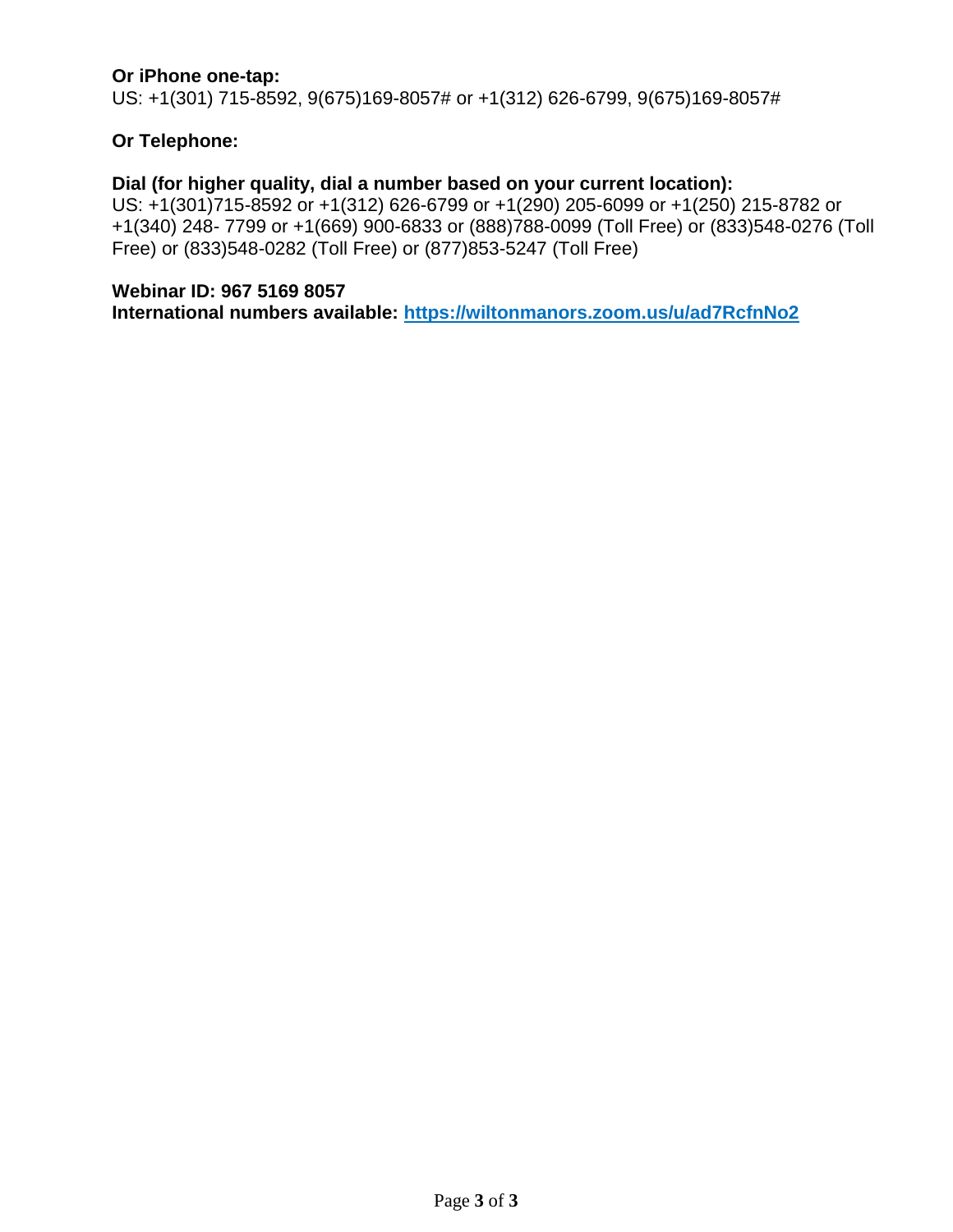**Or iPhone one-tap:**
US: +1(301) 715-8592, 9(675)169-8057# or +1(312) 626-6799, 9(675)169-8057#

**Or Telephone:**

**Dial (for higher quality, dial a number based on your current location):**
US: +1(301)715-8592 or +1(312) 626-6799 or +1(290) 205-6099 or +1(250) 215-8782 or +1(340) 248- 7799 or +1(669) 900-6833 or (888)788-0099 (Toll Free) or (833)548-0276 (Toll Free) or (833)548-0282 (Toll Free) or (877)853-5247 (Toll Free)

**Webinar ID: 967 5169 8057**
**International numbers available: [https://wiltonmanors.zoom.us/u/ad7RcfnNo2](https://wiltonmanors.zoom.us/u/ad7RcfnNo2)**